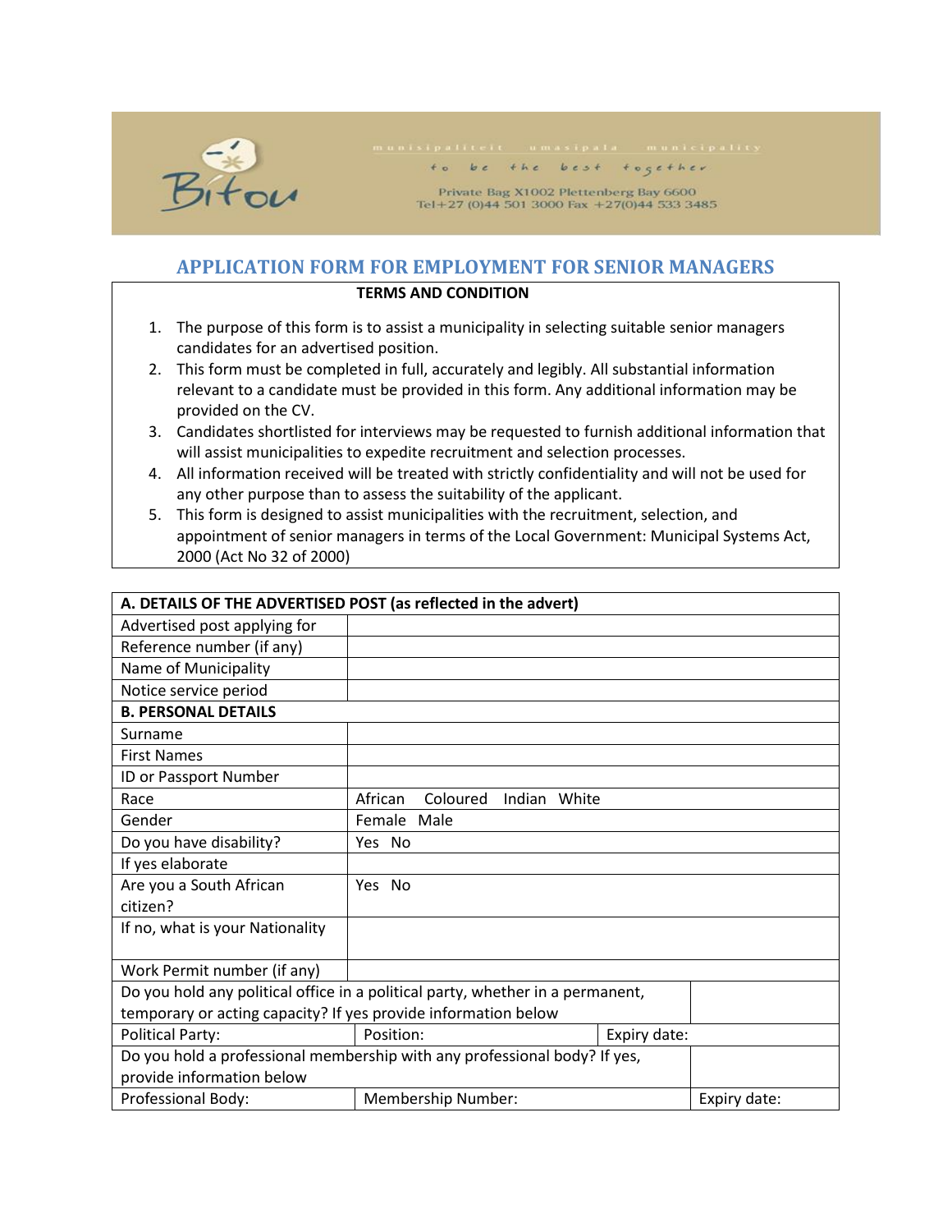Bitou

municipaliteit umasipala municipality

to be the best together

Private Bag X1002 Plettenberg Bay 6600
Tel+27 (0)44 501 3000 Fax +27(0)44 533 3485

# APPLICATION FORM FOR EMPLOYMENT FOR SENIOR MANAGERS

**TERMS AND CONDITION**

1. The purpose of this form is to assist a municipality in selecting suitable senior managers candidates for an advertised position.
2. This form must be completed in full, accurately and legibly. All substantial information relevant to a candidate must be provided in this form. Any additional information may be provided on the CV.
3. Candidates shortlisted for interviews may be requested to furnish additional information that will assist municipalities to expedite recruitment and selection processes.
4. All information received will be treated with strictly confidentiality and will not be used for any other purpose than to assess the suitability of the applicant.
5. This form is designed to assist municipalities with the recruitment, selection, and appointment of senior managers in terms of the Local Government: Municipal Systems Act, 2000 (Act No 32 of 2000)

| **A. DETAILS OF THE ADVERTISED POST (as reflected in the advert)** | | |
|---|---|---|
| Advertised post applying for | | |
| Reference number (if any) | | |
| Name of Municipality | | |
| Notice service period | | |
| **B. PERSONAL DETAILS** | | |
| Surname | | |
| First Names | | |
| ID or Passport Number | | |
| Race | African Coloured Indian White | |
| Gender | Female Male | |
| Do you have disability? | Yes No | |
| If yes elaborate | | |
| Are you a South African citizen? | Yes No | |
| If no, what is your Nationality | | |
| Work Permit number (if any) | | |
| Do you hold any political office in a political party, whether in a permanent, temporary or acting capacity? If yes provide information below | | |
| Political Party: | Position: | Expiry date: |
| Do you hold a professional membership with any professional body? If yes, provide information below | | |
| Professional Body: | Membership Number: | Expiry date: |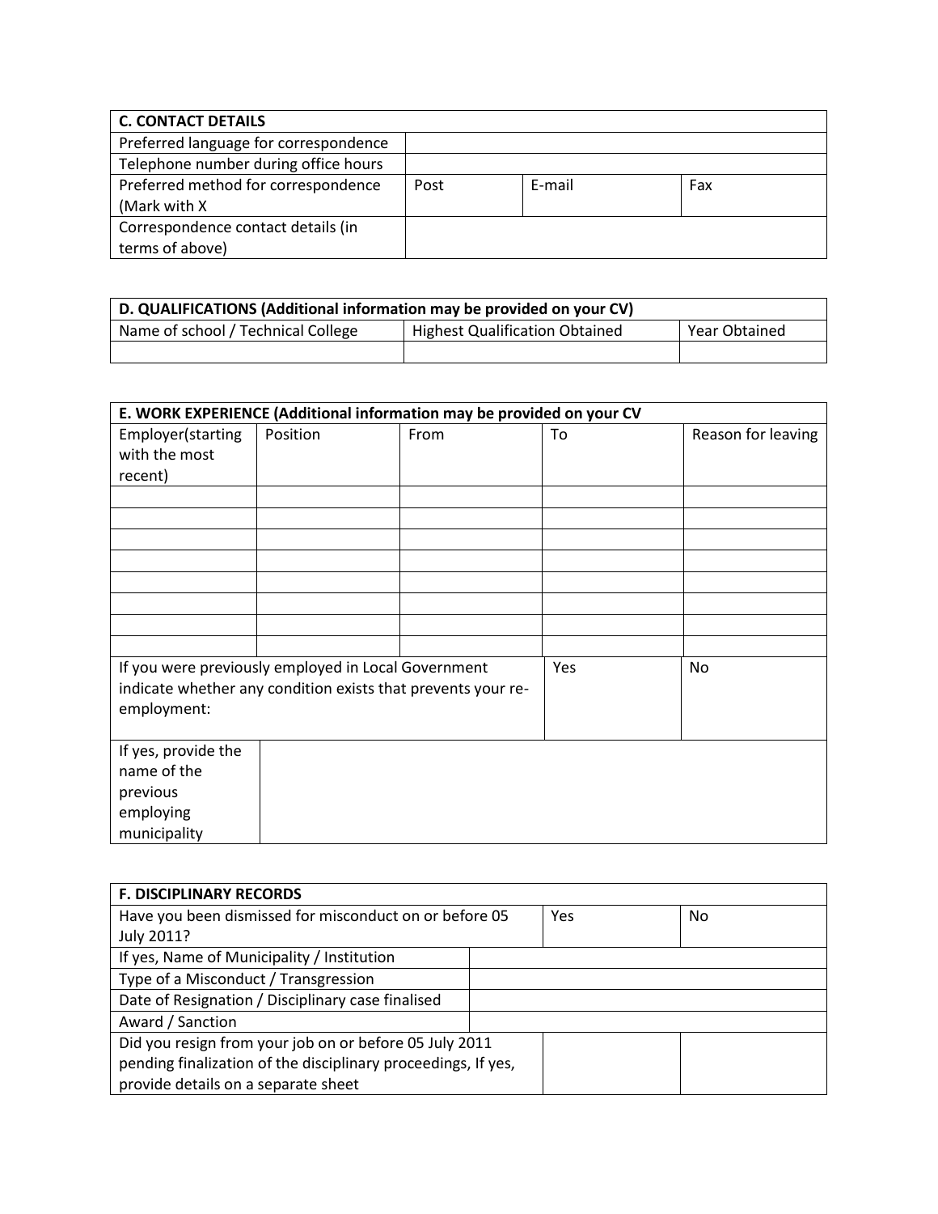| C. CONTACT DETAILS | | | |
|---|---|---|---|
| Preferred language for correspondence | | | |
| Telephone number during office hours | | | |
| Preferred method for correspondence (Mark with X | Post | E-mail | Fax |
| Correspondence contact details (in terms of above) | | | |

| D. QUALIFICATIONS (Additional information may be provided on your CV) | | |
|---|---|---|
| Name of school / Technical College | Highest Qualification Obtained | Year Obtained |
| | | |

| E. WORK EXPERIENCE (Additional information may be provided on your CV | | | | |
|---|---|---|---|---|
| Employer(starting with the most recent) | Position | From | To | Reason for leaving |
| | | | | |
| | | | | |
| | | | | |
| | | | | |
| | | | | |
| | | | | |
| | | | | |
| | | | | |
| If you were previously employed in Local Government indicate whether any condition exists that prevents your re-employment: | | | Yes | No |
| If yes, provide the name of the previous employing municipality | | | | |

| F. DISCIPLINARY RECORDS | | | |
|---|---|---|---|
| Have you been dismissed for misconduct on or before 05 July 2011? | | Yes | No |
| If yes, Name of Municipality / Institution | | | |
| Type of a Misconduct / Transgression | | | |
| Date of Resignation / Disciplinary case finalised | | | |
| Award / Sanction | | | |
| Did you resign from your job on or before 05 July 2011 pending finalization of the disciplinary proceedings, If yes, provide details on a separate sheet | | | |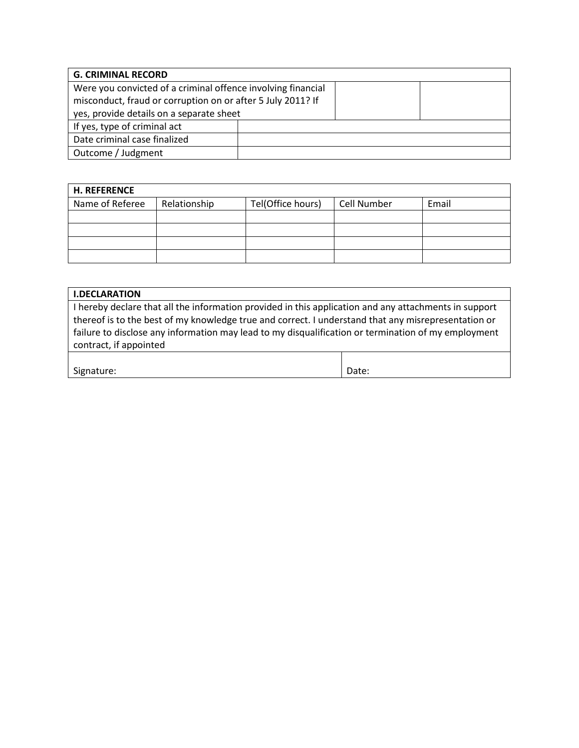| G. CRIMINAL RECORD | | |
|---|---|---|
| Were you convicted of a criminal offence involving financial misconduct, fraud or corruption on or after 5 July 2011? If yes, provide details on a separate sheet | | |
| If yes, type of criminal act | | |
| Date criminal case finalized | | |
| Outcome / Judgment | | |

| H. REFERENCE | | | | |
|---|---|---|---|---|
| Name of Referee | Relationship | Tel(Office hours) | Cell Number | Email |
| | | | | |
| | | | | |
| | | | | |
| | | | | |

| I.DECLARATION | |
|---|---|
| I hereby declare that all the information provided in this application and any attachments in support thereof is to the best of my knowledge true and correct. I understand that any misrepresentation or failure to disclose any information may lead to my disqualification or termination of my employment contract, if appointed | |
| Signature: | Date: |